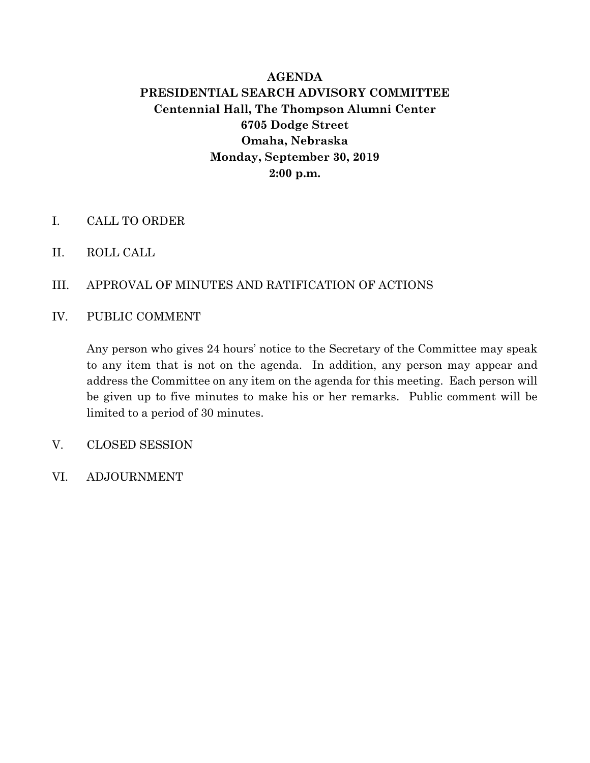# AGENDA

## PRESIDENTIAL SEARCH ADVISORY COMMITTEE

**Centennial Hall, The Thompson Alumni Center**
**6705 Dodge Street**
**Omaha, Nebraska**
**Monday, September 30, 2019**
**2:00 p.m.**

I. CALL TO ORDER

II. ROLL CALL

III. APPROVAL OF MINUTES AND RATIFICATION OF ACTIONS

IV. PUBLIC COMMENT

Any person who gives 24 hours' notice to the Secretary of the Committee may speak to any item that is not on the agenda. In addition, any person may appear and address the Committee on any item on the agenda for this meeting. Each person will be given up to five minutes to make his or her remarks. Public comment will be limited to a period of 30 minutes.

V. CLOSED SESSION

VI. ADJOURNMENT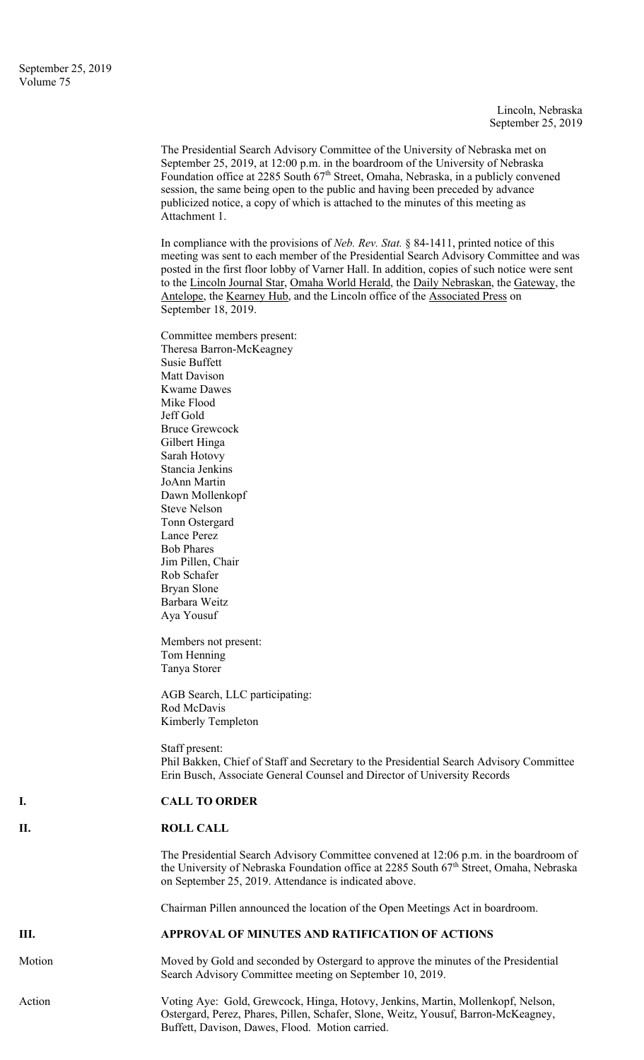Lincoln, Nebraska
September 25, 2019

The Presidential Search Advisory Committee of the University of Nebraska met on September 25, 2019, at 12:00 p.m. in the boardroom of the University of Nebraska Foundation office at 2285 South 67th Street, Omaha, Nebraska, in a publicly convened session, the same being open to the public and having been preceded by advance publicized notice, a copy of which is attached to the minutes of this meeting as Attachment 1.

In compliance with the provisions of *Neb. Rev. Stat.* § 84-1411, printed notice of this meeting was sent to each member of the Presidential Search Advisory Committee and was posted in the first floor lobby of Varner Hall. In addition, copies of such notice were sent to the Lincoln Journal Star, Omaha World Herald, the Daily Nebraskan, the Gateway, the Antelope, the Kearney Hub, and the Lincoln office of the Associated Press on September 18, 2019.

Committee members present:
Theresa Barron-McKeagney
Susie Buffett
Matt Davison
Kwame Dawes
Mike Flood
Jeff Gold
Bruce Grewcock
Gilbert Hinga
Sarah Hotovy
Stancia Jenkins
JoAnn Martin
Dawn Mollenkopf
Steve Nelson
Tonn Ostergard
Lance Perez
Bob Phares
Jim Pillen, Chair
Rob Schafer
Bryan Slone
Barbara Weitz
Aya Yousuf

Members not present:
Tom Henning
Tanya Storer

AGB Search, LLC participating:
Rod McDavis
Kimberly Templeton

Staff present:
Phil Bakken, Chief of Staff and Secretary to the Presidential Search Advisory Committee
Erin Busch, Associate General Counsel and Director of University Records

## I. CALL TO ORDER

## II. ROLL CALL

The Presidential Search Advisory Committee convened at 12:06 p.m. in the boardroom of the University of Nebraska Foundation office at 2285 South 67th Street, Omaha, Nebraska on September 25, 2019. Attendance is indicated above.

Chairman Pillen announced the location of the Open Meetings Act in boardroom.

## III. APPROVAL OF MINUTES AND RATIFICATION OF ACTIONS

**Motion** Moved by Gold and seconded by Ostergard to approve the minutes of the Presidential Search Advisory Committee meeting on September 10, 2019.

**Action** Voting Aye: Gold, Grewcock, Hinga, Hotovy, Jenkins, Martin, Mollenkopf, Nelson, Ostergard, Perez, Phares, Pillen, Schafer, Slone, Weitz, Yousuf, Barron-McKeagney, Buffett, Davison, Dawes, Flood. Motion carried.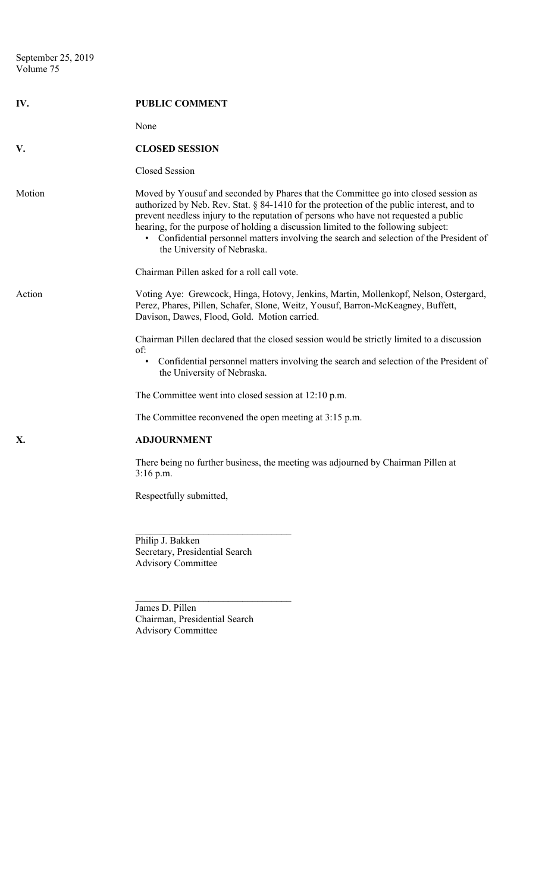## IV. PUBLIC COMMENT

None

## V. CLOSED SESSION

Closed Session

**Motion** Moved by Yousuf and seconded by Phares that the Committee go into closed session as authorized by Neb. Rev. Stat. § 84-1410 for the protection of the public interest, and to prevent needless injury to the reputation of persons who have not requested a public hearing, for the purpose of holding a discussion limited to the following subject:

- Confidential personnel matters involving the search and selection of the President of the University of Nebraska.

Chairman Pillen asked for a roll call vote.

**Action** Voting Aye: Grewcock, Hinga, Hotovy, Jenkins, Martin, Mollenkopf, Nelson, Ostergard, Perez, Phares, Pillen, Schafer, Slone, Weitz, Yousuf, Barron-McKeagney, Buffett, Davison, Dawes, Flood, Gold. Motion carried.

Chairman Pillen declared that the closed session would be strictly limited to a discussion of:

- Confidential personnel matters involving the search and selection of the President of the University of Nebraska.

The Committee went into closed session at 12:10 p.m.

The Committee reconvened the open meeting at 3:15 p.m.

## X. ADJOURNMENT

There being no further business, the meeting was adjourned by Chairman Pillen at 3:16 p.m.

Respectfully submitted,

\_\_\_\_\_\_\_\_\_\_\_\_\_\_\_\_\_\_\_\_\_\_\_\_\_\_\_\_\_\_\_\_

Philip J. Bakken
Secretary, Presidential Search
Advisory Committee

\_\_\_\_\_\_\_\_\_\_\_\_\_\_\_\_\_\_\_\_\_\_\_\_\_\_\_\_\_\_\_\_

James D. Pillen
Chairman, Presidential Search
Advisory Committee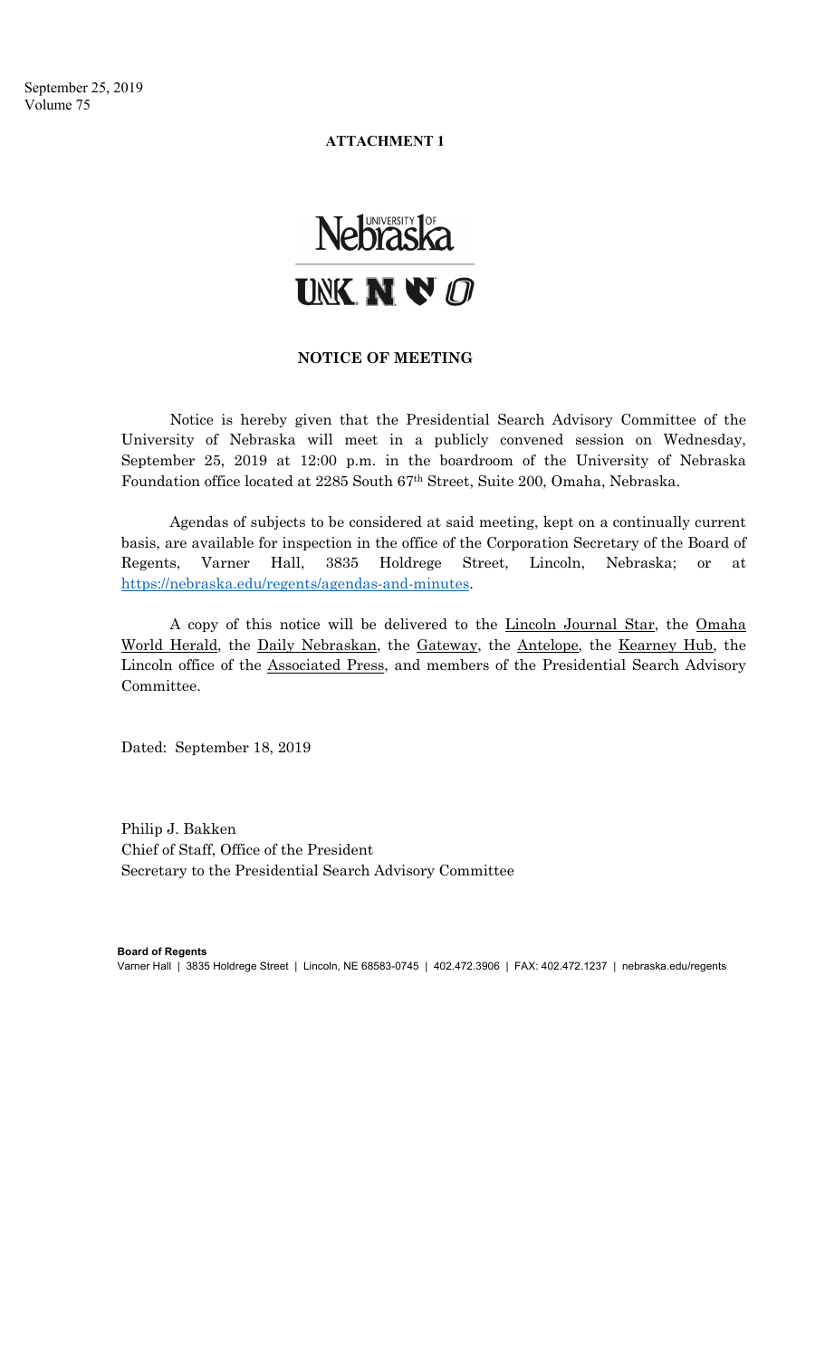**ATTACHMENT 1**

# NOTICE OF MEETING

Notice is hereby given that the Presidential Search Advisory Committee of the University of Nebraska will meet in a publicly convened session on Wednesday, September 25, 2019 at 12:00 p.m. in the boardroom of the University of Nebraska Foundation office located at 2285 South 67th Street, Suite 200, Omaha, Nebraska.

Agendas of subjects to be considered at said meeting, kept on a continually current basis, are available for inspection in the office of the Corporation Secretary of the Board of Regents, Varner Hall, 3835 Holdrege Street, Lincoln, Nebraska; or at https://nebraska.edu/regents/agendas-and-minutes.

A copy of this notice will be delivered to the Lincoln Journal Star, the Omaha World Herald, the Daily Nebraskan, the Gateway, the Antelope, the Kearney Hub, the Lincoln office of the Associated Press, and members of the Presidential Search Advisory Committee.

Dated: September 18, 2019

Philip J. Bakken
Chief of Staff, Office of the President
Secretary to the Presidential Search Advisory Committee

**Board of Regents**
Varner Hall | 3835 Holdrege Street | Lincoln, NE 68583-0745 | 402.472.3906 | FAX: 402.472.1237 | nebraska.edu/regents